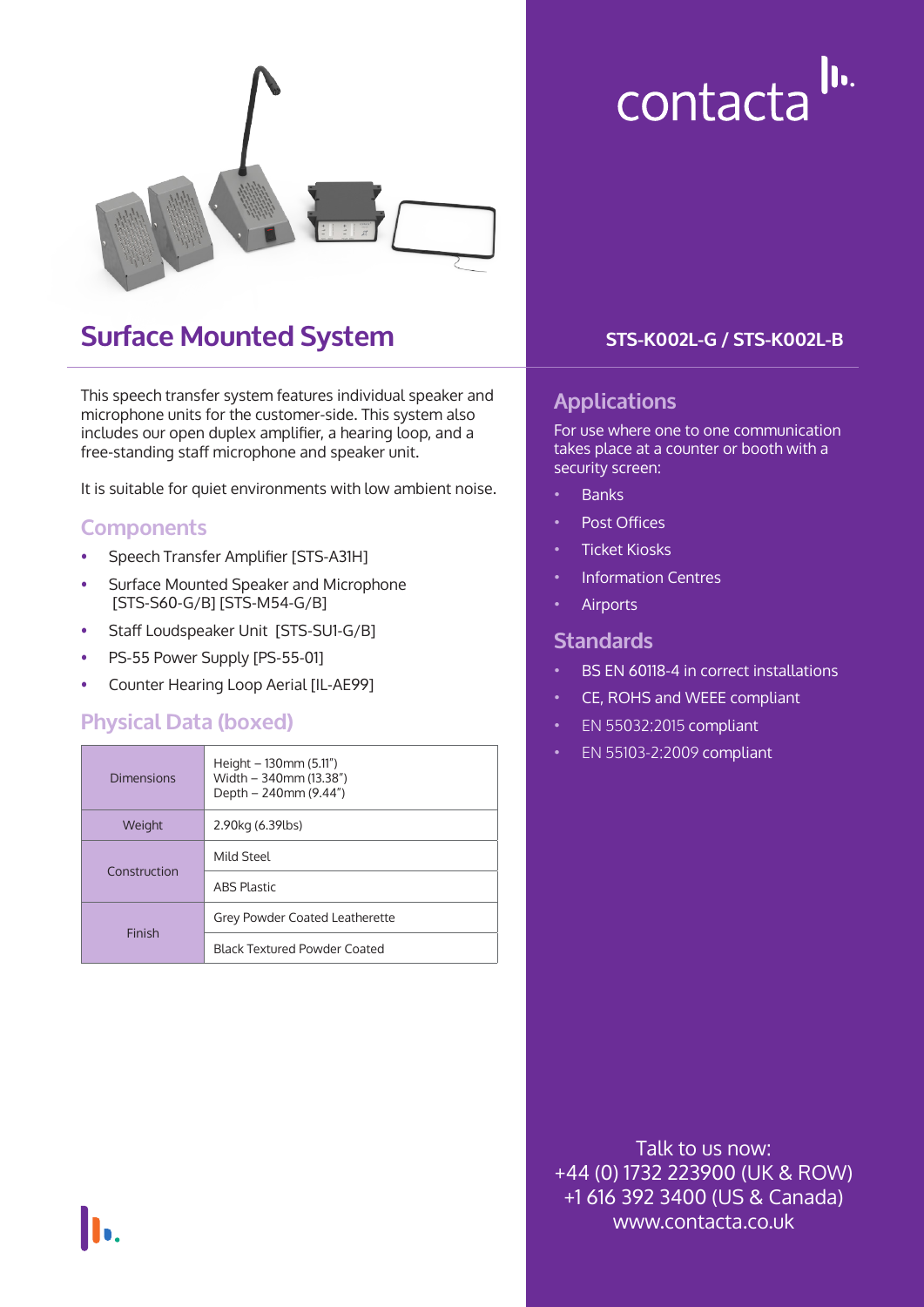contacta

# Surface Mounted System

## STS-K002L-G / STS-K002L-B

This speech transfer system features individual speaker and microphone units for the customer-side. This system also includes our open duplex amplifier, a hearing loop, and a free-standing staff microphone and speaker unit.

It is suitable for quiet environments with low ambient noise.

### Components

- Speech Transfer Amplifier [STS-A31H]
- Surface Mounted Speaker and Microphone [STS-S60-G/B] [STS-M54-G/B]
- Staff Loudspeaker Unit [STS-SU1-G/B]
- PS-55 Power Supply [PS-55-01]
- Counter Hearing Loop Aerial [IL-AE99]

### Physical Data (boxed)

| | |
|---|---|
| Dimensions | Height – 130mm (5.11")<br>Width – 340mm (13.38")<br>Depth – 240mm (9.44") |
| Weight | 2.90kg (6.39lbs) |
| Construction | Mild Steel |
| | ABS Plastic |
| Finish | Grey Powder Coated Leatherette |
| | Black Textured Powder Coated |

### Applications

For use where one to one communication takes place at a counter or booth with a security screen:

- Banks
- Post Offices
- Ticket Kiosks
- Information Centres
- Airports

### Standards

- BS EN 60118-4 in correct installations
- CE, ROHS and WEEE compliant
- EN 55032:2015 compliant
- EN 55103-2:2009 compliant

Talk to us now:
+44 (0) 1732 223900 (UK & ROW)
+1 616 392 3400 (US & Canada)
www.contacta.co.uk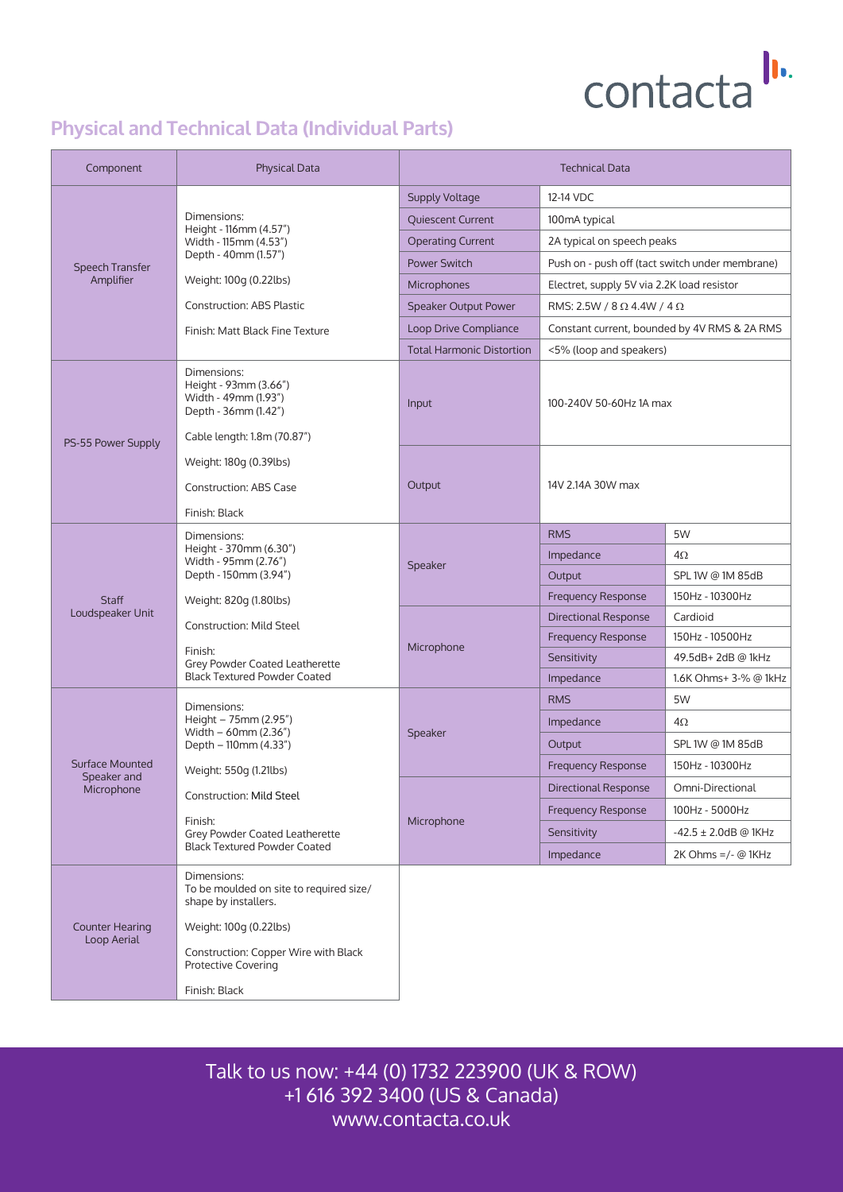## Physical and Technical Data (Individual Parts)

| Component | Physical Data | Technical Data | | |
|---|---|---|---|---|
| Speech Transfer Amplifier | Dimensions:<br>Height - 116mm (4.57")<br>Width - 115mm (4.53")<br>Depth - 40mm (1.57")<br><br>Weight: 100g (0.22lbs)<br><br>Construction: ABS Plastic<br><br>Finish: Matt Black Fine Texture | Supply Voltage | 12-14 VDC | |
| | | Quiescent Current | 100mA typical | |
| | | Operating Current | 2A typical on speech peaks | |
| | | Power Switch | Push on - push off (tact switch under membrane) | |
| | | Microphones | Electret, supply 5V via 2.2K load resistor | |
| | | Speaker Output Power | RMS: 2.5W / 8 Ω 4.4W / 4 Ω | |
| | | Loop Drive Compliance | Constant current, bounded by 4V RMS & 2A RMS | |
| | | Total Harmonic Distortion | <5% (loop and speakers) | |
| PS-55 Power Supply | Dimensions:<br>Height - 93mm (3.66")<br>Width - 49mm (1.93")<br>Depth - 36mm (1.42")<br><br>Cable length: 1.8m (70.87")<br><br>Weight: 180g (0.39lbs)<br><br>Construction: ABS Case<br><br>Finish: Black | Input | 100-240V 50-60Hz 1A max | |
| | | Output | 14V 2.14A 30W max | |
| Staff Loudspeaker Unit | Dimensions:<br>Height - 370mm (6.30")<br>Width - 95mm (2.76")<br>Depth - 150mm (3.94")<br><br>Weight: 820g (1.80lbs)<br><br>Construction: Mild Steel<br><br>Finish:<br>Grey Powder Coated Leatherette<br>Black Textured Powder Coated | Speaker | RMS | 5W |
| | | | Impedance | 4Ω |
| | | | Output | SPL 1W @ 1M 85dB |
| | | | Frequency Response | 150Hz - 10300Hz |
| | | Microphone | Directional Response | Cardioid |
| | | | Frequency Response | 150Hz - 10500Hz |
| | | | Sensitivity | 49.5dB+ 2dB @ 1kHz |
| | | | Impedance | 1.6K Ohms+ 3-% @ 1kHz |
| Surface Mounted Speaker and Microphone | Dimensions:<br>Height – 75mm (2.95")<br>Width – 60mm (2.36")<br>Depth – 110mm (4.33")<br><br>Weight: 550g (1.21lbs)<br><br>Construction: Mild Steel<br><br>Finish:<br>Grey Powder Coated Leatherette<br>Black Textured Powder Coated | Speaker | RMS | 5W |
| | | | Impedance | 4Ω |
| | | | Output | SPL 1W @ 1M 85dB |
| | | | Frequency Response | 150Hz - 10300Hz |
| | | Microphone | Directional Response | Omni-Directional |
| | | | Frequency Response | 100Hz - 5000Hz |
| | | | Sensitivity | -42.5 ± 2.0dB @ 1KHz |
| | | | Impedance | 2K Ohms =/- @ 1KHz |
| Counter Hearing Loop Aerial | Dimensions:<br>To be moulded on site to required size/ shape by installers.<br><br>Weight: 100g (0.22lbs)<br><br>Construction: Copper Wire with Black Protective Covering<br><br>Finish: Black | | | |

Talk to us now: +44 (0) 1732 223900 (UK & ROW)
+1 616 392 3400 (US & Canada)
www.contacta.co.uk